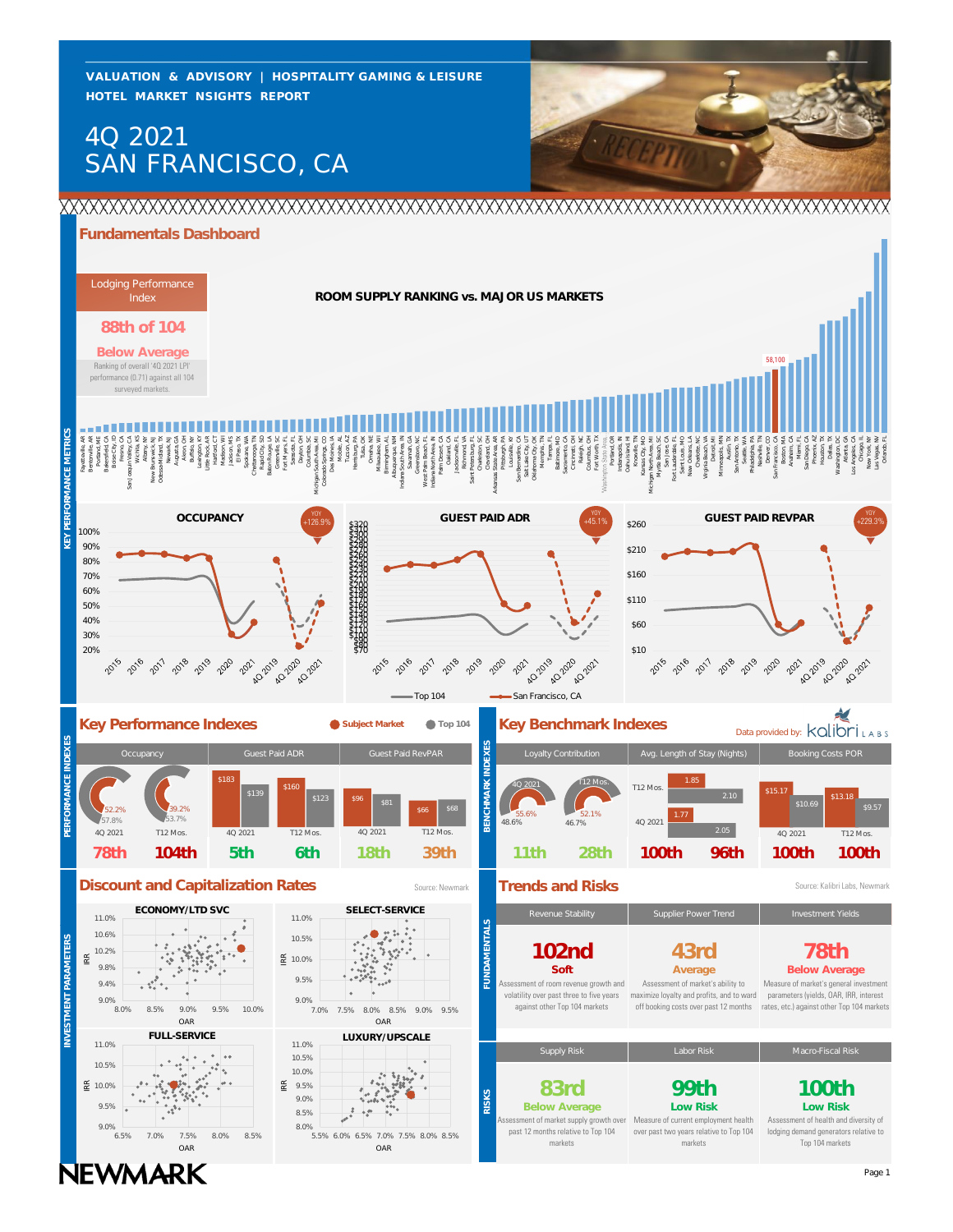VALUATION & ADVISORY | HOSPITALITY GAMING & LEISURE
HOTEL MARKET NSIGHTS REPORT

# 4Q 2021 SAN FRANCISCO, CA

## Fundamentals Dashboard

**Lodging Performance Index**

**88th of 104**

**Below Average**

Ranking of overall '4Q 2021 LPI' performance (0.71) against all 104 surveyed markets.

### ROOM SUPPLY RANKING vs. MAJOR US MARKETS

San Francisco, CA: 58,100

### KEY PERFORMANCE METRICS

**OCCUPANCY** — YOY +126.9%

**GUEST PAID ADR** — YOY +45.1%

**GUEST PAID REVPAR** — YOY +229.3%

Legend: Top 104 | San Francisco, CA

## Key Performance Indexes

Legend: Subject Market | Top 104

| | Occupancy | | Guest Paid ADR | | Guest Paid RevPAR | |
|---|---|---|---|---|---|---|
| | 4Q 2021 | T12 Mos. | 4Q 2021 | T12 Mos. | 4Q 2021 | T12 Mos. |
| Subject Market | 52.2% | 39.2% | $183 | $160 | $96 | $66 |
| Top 104 | 57.8% | 53.7% | $139 | $123 | $81 | $68 |
| Rank | 78th | 104th | 5th | 6th | 18th | 39th |

## Key Benchmark Indexes

Data provided by: kalibri LABS

| | Loyalty Contribution | | Avg. Length of Stay (Nights) | | Booking Costs POR | |
|---|---|---|---|---|---|---|
| | 4Q 2021 | T12 Mos. | T12 Mos. | 4Q 2021 | 4Q 2021 | T12 Mos. |
| Subject Market | 55.6% | 52.1% | 1.85 | 1.77 | $15.17 | $13.18 |
| Top 104 | 48.6% | 46.7% | 2.10 | 2.05 | $10.69 | $9.57 |
| Rank | 11th | 28th | 100th | 96th | 100th | 100th |

## Discount and Capitalization Rates

Source: Newmark

INVESTMENT PARAMETERS: ECONOMY/LTD SVC; SELECT-SERVICE; FULL-SERVICE; LUXURY/UPSCALE (IRR vs. OAR)

## Trends and Risks

Source: Kalibri Labs, Newmark

### FUNDAMENTALS

| Revenue Stability | Supplier Power Trend | Investment Yields |
|---|---|---|
| **102nd** Soft | **43rd** Average | **78th** Below Average |
| Assessment of room revenue growth and volatility over past three to five years against other Top 104 markets | Assessment of market's ability to maximize loyalty and profits, and to ward off booking costs over past 12 months | Measure of market's general investment parameters (yields, OAR, IRR, interest rates, etc.) against other Top 104 markets |

### RISKS

| Supply Risk | Labor Risk | Macro-Fiscal Risk |
|---|---|---|
| **83rd** Below Average | **99th** Low Risk | **100th** Low Risk |
| Assessment of market supply growth over past 12 months relative to Top 104 markets | Measure of current employment health over past two years relative to Top 104 markets | Assessment of health and diversity of lodging demand generators relative to Top 104 markets |

NEWMARK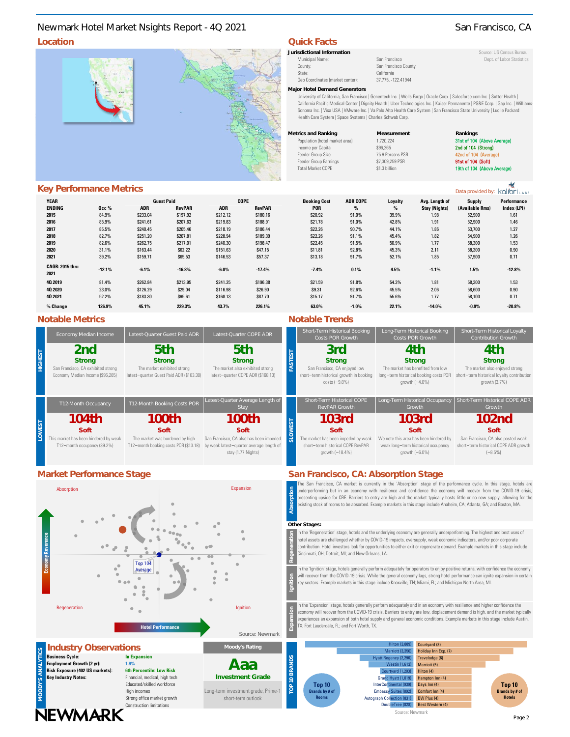# Newmark Hotel Market Nsights Report - 4Q 2021 — San Francisco, CA

## Location

## Quick Facts

**Jurisdictional Information**

Source: US Census Bureau, Dept. of Labor Statistics

| | |
|---|---|
| Municipal Name: | San Francisco |
| County: | San Francisco County |
| State: | California |
| Geo Coordinates (market center): | 37.775, -122.41944 |

**Major Hotel Demand Generators**

University of California, San Francisco | Genentech Inc. | Wells Fargo | Oracle Corp. | Salesforce.com Inc. | Sutter Health | California Pacific Medical Center | Dignity Health | Uber Technologies Inc. | Kaiser Permanente | PG&E Corp. | Gap Inc. | Williams-Sonoma Inc. | Visa USA | VMware Inc. | Va Palo Alto Health Care System | San Francisco State University | Lucile Packard Health Care System | Space Systems | Charles Schwab Corp.

| Metrics and Ranking | Measurement | Rankings |
|---|---|---|
| Population (hotel market area) | 1,720,224 | 31st of 104 (Above Average) |
| Income per Capita | $96,265 | 2nd of 104 (Strong) |
| Feeder Group Size | 75.9 Persons PSR | 42nd of 104 (Average) |
| Feeder Group Earnings | $7,309,259 PSR | 91st of 104 (Soft) |
| Total Market COPE | $1.3 billion | 19th of 104 (Above Average) |

## Key Performance Metrics

Data provided by: kalibri LABS

| YEAR ENDING | Occ % | Guest Paid ADR | Guest Paid RevPAR | COPE ADR | COPE RevPAR | Booking Cost POR | ADR COPE % | Loyalty % | Avg. Length of Stay (Nights) | Supply (Available Rms) | Performance Index (LPI) |
|---|---|---|---|---|---|---|---|---|---|---|---|
| 2015 | 84.9% | $233.04 | $197.92 | $212.12 | $180.16 | $20.92 | 91.0% | 39.9% | 1.98 | 52,900 | 1.61 |
| 2016 | 85.9% | $241.61 | $207.63 | $219.83 | $188.91 | $21.78 | 91.0% | 42.8% | 1.91 | 52,900 | 1.46 |
| 2017 | 85.5% | $240.45 | $205.46 | $218.19 | $186.44 | $22.26 | 90.7% | 44.1% | 1.86 | 53,700 | 1.27 |
| 2018 | 82.7% | $251.20 | $207.81 | $228.94 | $189.39 | $22.26 | 91.1% | 45.4% | 1.82 | 54,900 | 1.26 |
| 2019 | 82.6% | $262.75 | $217.01 | $240.30 | $198.47 | $22.45 | 91.5% | 50.9% | 1.77 | 58,300 | 1.53 |
| 2020 | 31.1% | $163.44 | $62.22 | $151.63 | $47.15 | $11.81 | 92.8% | 45.3% | 2.11 | 58,300 | 0.90 |
| 2021 | 39.2% | $159.71 | $65.53 | $146.53 | $57.37 | $13.18 | 91.7% | 52.1% | 1.85 | 57,900 | 0.71 |
| CAGR: 2015 thru 2021 | -12.1% | -6.1% | -16.8% | -6.0% | -17.4% | -7.4% | 0.1% | 4.5% | -1.1% | 1.5% | -12.8% |
| 4Q 2019 | 81.4% | $262.84 | $213.95 | $241.25 | $196.38 | $21.59 | 91.8% | 54.3% | 1.81 | 58,300 | 1.53 |
| 4Q 2020 | 23.0% | $126.29 | $29.04 | $116.98 | $26.90 | $9.31 | 92.6% | 45.5% | 2.06 | 58,600 | 0.90 |
| 4Q 2021 | 52.2% | $183.30 | $95.61 | $168.13 | $87.70 | $15.17 | 91.7% | 55.6% | 1.77 | 58,100 | 0.71 |
| % Change | 126.9% | 45.1% | 229.3% | 43.7% | 226.1% | 63.0% | -1.0% | 22.1% | -14.0% | -0.9% | -20.8% |

## Notable Metrics

**HIGHEST**

- **Economy Median Income — 2nd, Strong:** San Francisco, CA exhibited strong Economy Median Income ($96,265)
- **Latest-Quarter Guest Paid ADR — 5th, Strong:** The market exhibited strong latest−quarter Guest Paid ADR ($183.30)
- **Latest-Quarter COPE ADR — 5th, Strong:** The market also exhibited strong latest−quarter COPE ADR ($168.13)

**LOWEST**

- **T12-Month Occupancy — 104th, Soft:** This market has been hindered by weak T12−month occupancy (39.2%)
- **T12-Month Booking Costs POR — 100th, Soft:** The market was burdened by high T12−month booking costs POR ($13.18)
- **Latest-Quarter Average Length of Stay — 100th, Soft:** San Francisco, CA also has been impeded by weak latest−quarter average length of stay (1.77 Nights)

## Notable Trends

**FASTEST**

- **Short-Term Historical Booking Costs POR Growth — 3rd, Strong:** San Francisco, CA enjoyed low short−term historical growth in booking costs (−9.8%)
- **Long-Term Historical Booking Costs POR Growth — 4th, Strong:** The market has benefited from low long−term historical booking costs POR growth (−4.0%)
- **Short-Term Historical Loyalty Contribution Growth — 4th, Strong:** The market also enjoyed strong short−term historical loyalty contribution growth (3.7%)

**SLOWEST**

- **Short-Term Historical COPE RevPAR Growth — 103rd, Soft:** The market has been impeded by weak short−term historical COPE RevPAR growth (−18.4%)
- **Long-Term Historical Occupancy Growth — 103rd, Soft:** We note this area has been hindered by weak long−term historical occupancy growth (−6.0%)
- **Short-Term Historical COPE ADR Growth — 102nd, Soft:** San Francisco, CA also posted weak short−term historical COPE ADR growth (−8.5%)

## Market Performance Stage

Absorption | Expansion | Regeneration | Ignition

Economy Reverence | Hotel Performance | Top 104 Average

Source: Newmark

## San Francisco, CA: Absorption Stage

**Absorption:** The San Francisco, CA market is currently in the 'Absorption' stage of the performance cycle. In this stage, hotels are underperforming but in an economy with resilience and confidence the economy will recover from the COVID-19 crisis, presenting upside for CRE. Barriers to entry are high and the market typically hosts little or no new supply, allowing for the existing stock of rooms to be absorbed. Example markets in this stage include Anaheim, CA; Atlanta, GA; and Boston, MA.

**Other Stages:**

**Regeneration:** In the 'Regeneration' stage, hotels and the underlying economy are generally underperforming. The highest and best uses of hotel assets are challenged whether by COVID-19 impacts, oversupply, weak economic indicators, and/or poor corporate contribution. Hotel investors look for opportunities to either exit or regenerate demand. Example markets in this stage include Cincinnati, OH; Detroit, MI; and New Orleans, LA.

**Ignition:** In the 'Ignition' stage, hotels generally perform adequately for operators to enjoy positive returns, with confidence the economy will recover from the COVID-19 crisis. While the general economy lags, strong hotel performance can ignite expansion in certain key sectors. Example markets in this stage include Knoxville, TN; Miami, FL; and Michigan North Area, MI.

**Expansion:** In the 'Expansion' stage, hotels generally perform adequately and in an economy with resilience and higher confidence the economy will recover from the COVID-19 crisis. Barriers to entry are low, displacement demand is high, and the market typically experiences an expansion of both hotel supply and general economic conditions. Example markets in this stage include Austin, TX; Fort Lauderdale, FL; and Fort Worth, TX.

## Industry Observations

MOODY'S ANALYTICS

| | |
|---|---|
| **Business Cycle:** | In Expansion |
| **Employment Growth (2 yr):** | 1.9% |
| **Risk Exposure (402 US markets):** | 6th Percentile: Low Risk |
| **Key Industry Notes:** | Financial, medical, high tech; Educated/skilled workforce; High incomes; Strong office market growth; Construction limitations |

**Moody's Rating**

**Aaa** — Investment Grade

Long-term investment grade, Prime-1 short-term outlook

## TOP 10 BRANDS

| Top 10 Brands by # of Rooms | Top 10 Brands by # of Hotels |
|---|---|
| Hilton (3,889) | Courtyard (8) |
| Marriott (3,350) | Holiday Inn Exp. (7) |
| Hyatt Regency (2,296) | Travelodge (6) |
| Westin (1,613) | Marriott (5) |
| Courtyard (1,203) | Hilton (4) |
| Grand Hyatt (1,019) | Hampton Inn (4) |
| InterContinental (939) | Days Inn (4) |
| Embassy Suites (892) | Comfort Inn (4) |
| Autograph Collection (831) | BW Plus (4) |
| DoubleTree (828) | Best Western (4) |

Source: Newmark

NEWMARK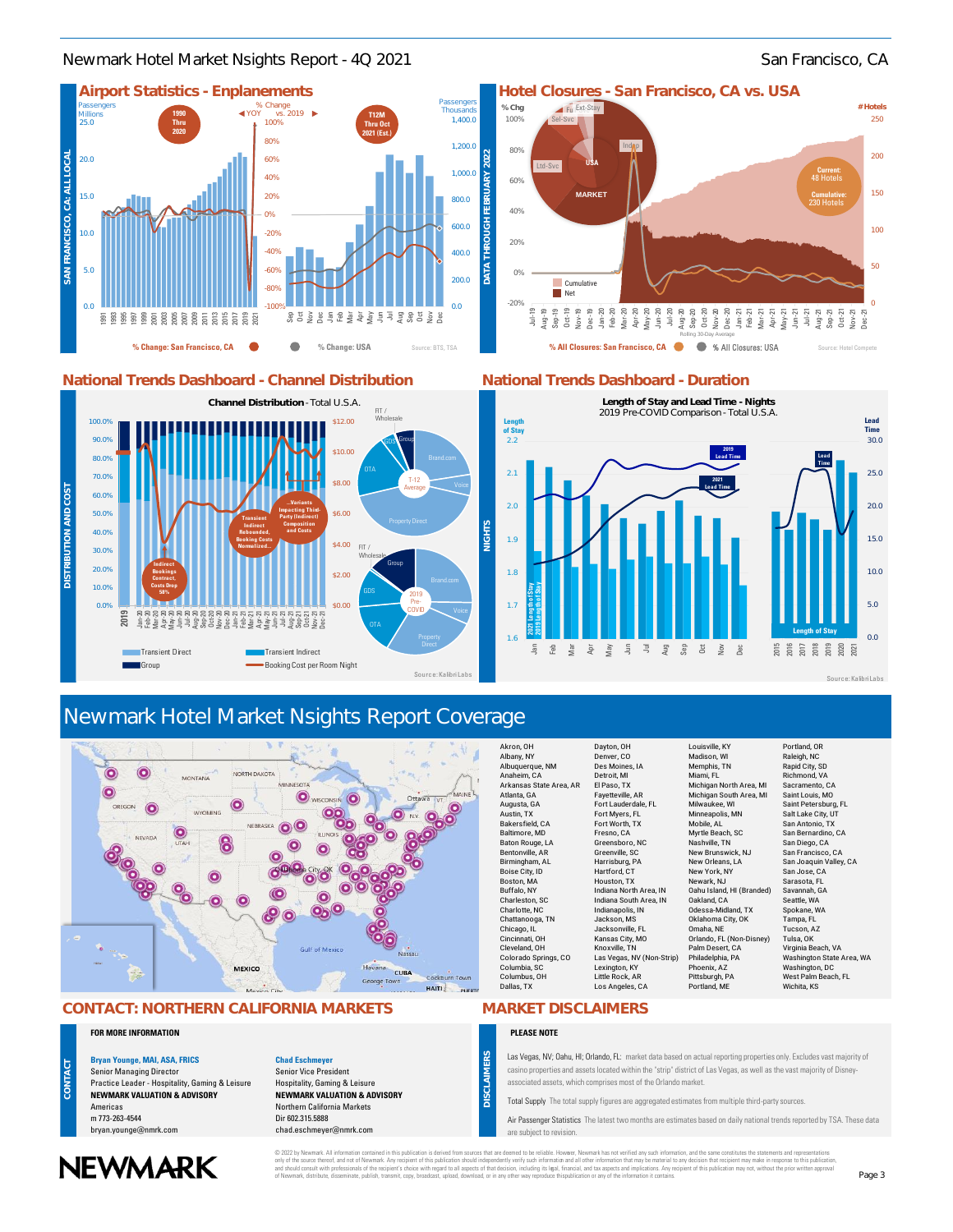Newmark Hotel Market Nsights Report - 4Q 2021

San Francisco, CA

## Airport Statistics - Enplanements

SAN FRANCISCO, CA: ALL LOCAL

Passengers Millions

25.0
20.0
15.0
10.0
5.0
0.0

1990 Thru 2020

% Change vs. 2019
YOY

100%
80%
60%
40%
20%
0%
-20%
-40%
-60%
-80%
-100%

T12M Thru Oct 2021 (Est.)

Passengers Thousands

1,400.0
1,200.0
1,000.0
800.0
600.0
400.0
200.0
0.0

1991 1993 1995 1997 1999 2001 2003 2005 2007 2009 2011 2013 2015 2017 2019 2021

Sep Oct Nov Dec Jan Feb Mar Apr May Jun Jul Aug Sep Oct Nov Dec

% Change: San Francisco, CA

% Change: USA

Source: BTS, TSA

## Hotel Closures - San Francisco, CA vs. USA

DATA THROUGH FEBRUARY 2022

% Chg

100%
80%
60%
40%
20%
0%
-20%

# Hotels

250
200
150
100
50
0

Ext-Stay
Full-Svc
Sel-Svc
Indep
Ltd-Svc
USA
MARKET

Current: 48 Hotels

Cumulative: 230 Hotels

Cumulative
Net

Jul-19 Aug-19 Sep-19 Oct-19 Nov-19 Dec-19 Jan-20 Feb-20 Mar-20 Apr-20 May-20 Jun-20 Jul-20 Aug-20 Sep-20 Oct-20 Nov-20 Dec-20 Jan-21 Feb-21 Mar-21 Apr-21 May-21 Jun-21 Jul-21 Aug-21 Sep-21 Oct-21 Nov-21 Dec-21

Rolling 30-Day Average

% All Closures: San Francisco, CA

% All Closures: USA

Source: Hotel Compete

## National Trends Dashboard - Channel Distribution

DISTRIBUTION AND COST

**Channel Distribution** - Total U.S.A.

100.0%
90.0%
80.0%
70.0%
60.0%
50.0%
40.0%
30.0%
20.0%
10.0%
0.0%

$12.00
$10.00
$8.00
$6.00
$4.00
$2.00
$0.00

2019 Jan-20 Feb-20 Mar-20 Apr-20 May-20 Jun-20 Jul-20 Aug-20 Sep-20 Oct-20 Nov-20 Dec-20 Jan-21 Feb-21 Mar-21 Apr-21 May-21 Jun-21 Jul-21 Aug-21 Sep-21 Oct-21 Nov-21 Dec-21

Indirect Bookings Contract, Costs Drop 58%

Transient Indirect Rebounded, Booking Costs Normalized...

...Variants Impacting Third-Party (Indirect) Composition and Costs

FIT / Wholesale
GDS
Group
Brand.com
OTA
T-12 Average
Voice
Property Direct

FIT / Wholesale
Group
Brand.com
GDS
2019 Pre-COVID
Voice
OTA
Property Direct

Transient Direct
Group
Transient Indirect
Booking Cost per Room Night

Source: Kalibri Labs

## National Trends Dashboard - Duration

NIGHTS

**Length of Stay and Lead Time - Nights**

2019 Pre-COVID Comparison - Total U.S.A.

Length of Stay

2.2
2.1
2.0
1.9
1.8
1.7
1.6

2019 Lead Time
2021 Lead Time
2021 Length of Stay
2019 Length of Stay

Jan Feb Mar Apr May Jun Jul Aug Sep Oct Nov Dec

Lead Time

Length of Stay

2015 2016 2017 2018 2019 2020 2021

Lead Time

30.0
25.0
20.0
15.0
10.0
5.0
0.0

Source: Kalibri Labs

# Newmark Hotel Market Nsights Report Coverage

| | | | |
|---|---|---|---|
| Akron, OH | Dayton, OH | Louisville, KY | Portland, OR |
| Albany, NY | Denver, CO | Madison, WI | Raleigh, NC |
| Albuquerque, NM | Des Moines, IA | Memphis, TN | Rapid City, SD |
| Anaheim, CA | Detroit, MI | Miami, FL | Richmond, VA |
| Arkansas State Area, AR | El Paso, TX | Michigan North Area, MI | Sacramento, CA |
| Atlanta, GA | Fayetteville, AR | Michigan South Area, MI | Saint Louis, MO |
| Augusta, GA | Fort Lauderdale, FL | Milwaukee, WI | Saint Petersburg, FL |
| Austin, TX | Fort Myers, FL | Minneapolis, MN | Salt Lake City, UT |
| Bakersfield, CA | Fort Worth, TX | Mobile, AL | San Antonio, TX |
| Baltimore, MD | Fresno, CA | Myrtle Beach, SC | San Bernardino, CA |
| Baton Rouge, LA | Greensboro, NC | Nashville, TN | San Diego, CA |
| Bentonville, AR | Greenville, SC | New Brunswick, NJ | San Francisco, CA |
| Birmingham, AL | Harrisburg, PA | New Orleans, LA | San Joaquin Valley, CA |
| Boise City, ID | Hartford, CT | New York, NY | San Jose, CA |
| Boston, MA | Houston, TX | Newark, NJ | Sarasota, FL |
| Buffalo, NY | Indiana North Area, IN | Oahu Island, HI (Branded) | Savannah, GA |
| Charleston, SC | Indiana South Area, IN | Oakland, CA | Seattle, WA |
| Charlotte, NC | Indianapolis, IN | Odessa-Midland, TX | Spokane, WA |
| Chattanooga, TN | Jackson, MS | Oklahoma City, OK | Tampa, FL |
| Chicago, IL | Jacksonville, FL | Omaha, NE | Tucson, AZ |
| Cincinnati, OH | Kansas City, MO | Orlando, FL (Non-Disney) | Tulsa, OK |
| Cleveland, OH | Knoxville, TN | Palm Desert, CA | Virginia Beach, VA |
| Colorado Springs, CO | Las Vegas, NV (Non-Strip) | Philadelphia, PA | Washington State Area, WA |
| Columbia, SC | Lexington, KY | Phoenix, AZ | Washington, DC |
| Columbus, OH | Little Rock, AR | Pittsburgh, PA | West Palm Beach, FL |
| Dallas, TX | Los Angeles, CA | Portland, ME | Wichita, KS |

## CONTACT: NORTHERN CALIFORNIA MARKETS

**FOR MORE INFORMATION**

**Bryan Younge, MAI, ASA, FRICS**
Senior Managing Director
Practice Leader - Hospitality, Gaming & Leisure
**NEWMARK VALUATION & ADVISORY**
Americas
m 773-263-4544
bryan.younge@nmrk.com

**Chad Eschmeyer**
Senior Vice President
Hospitality, Gaming & Leisure
**NEWMARK VALUATION & ADVISORY**
Northern California Markets
Dir 602.315.5888
chad.eschmeyer@nmrk.com

## MARKET DISCLAIMERS

**PLEASE NOTE**

Las Vegas, NV; Oahu, HI; Orlando, FL: market data based on actual reporting properties only. Excludes vast majority of casino properties and assets located within the "strip" district of Las Vegas, as well as the vast majority of Disney-associated assets, which comprises most of the Orlando market.

Total Supply The total supply figures are aggregated estimates from multiple third-party sources.

Air Passenger Statistics The latest two months are estimates based on daily national trends reported by TSA. These data are subject to revision.

NEWMARK

© 2022 by Newmark. All information contained in this publication is derived from sources that are deemed to be reliable. However, Newmark has not verified any such information, and the same constitutes the statements and representations only of the source thereof, and not of Newmark. Any recipient of this publication should independently verify such information and all other information that may be material to any decision that recipient may make in response to this publication, and should consult with professionals of the recipient's choice with regard to all aspects of that decision, including its legal, financial, and tax aspects and implications. Any recipient of this publication may not, without the prior written approval of Newmark, distribute, disseminate, publish, transmit, copy, broadcast, upload, download, or in any other way reproduce this publication or any of the information it contains.